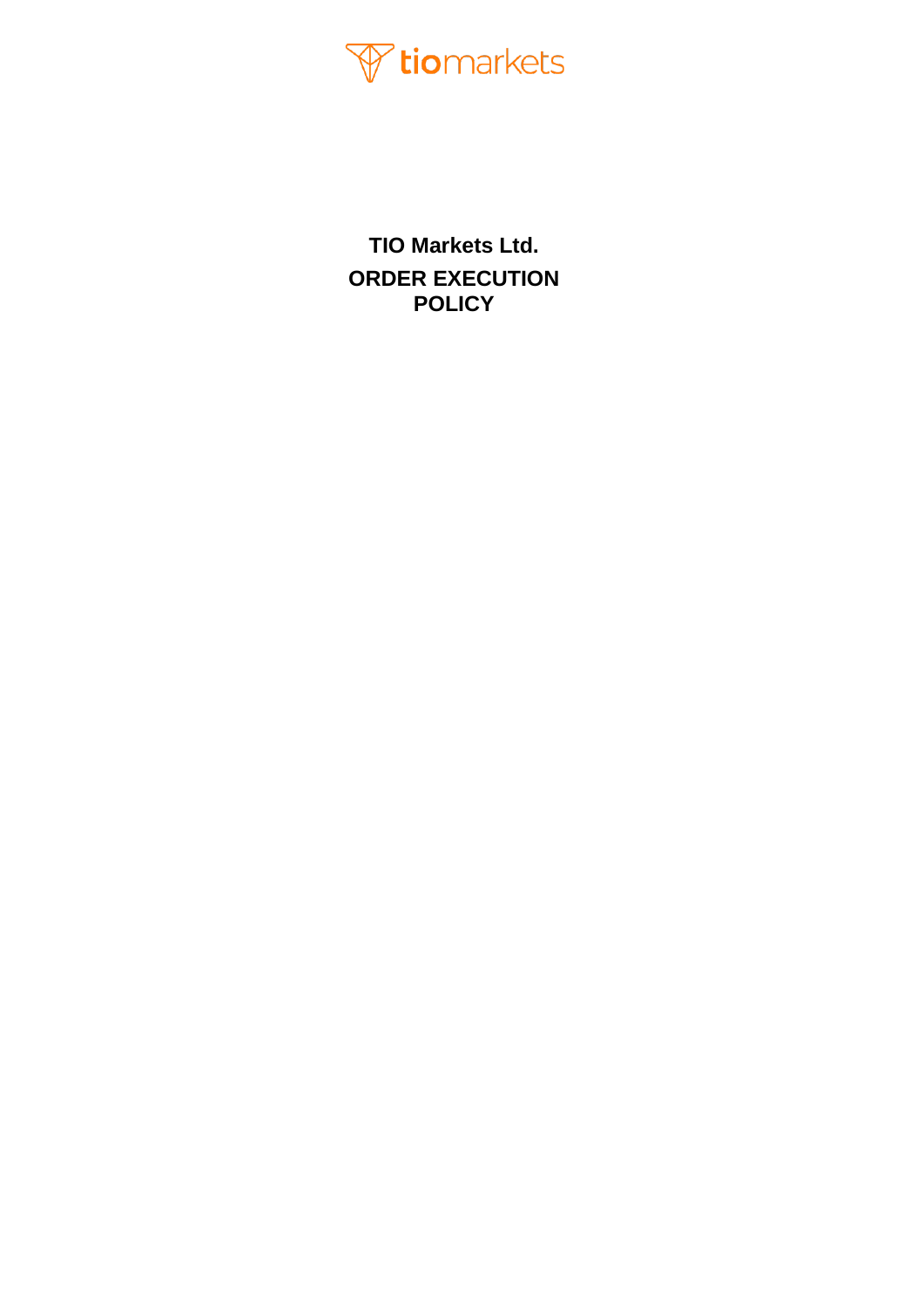tiomarkets

# TIO Markets Ltd.

# ORDER EXECUTION POLICY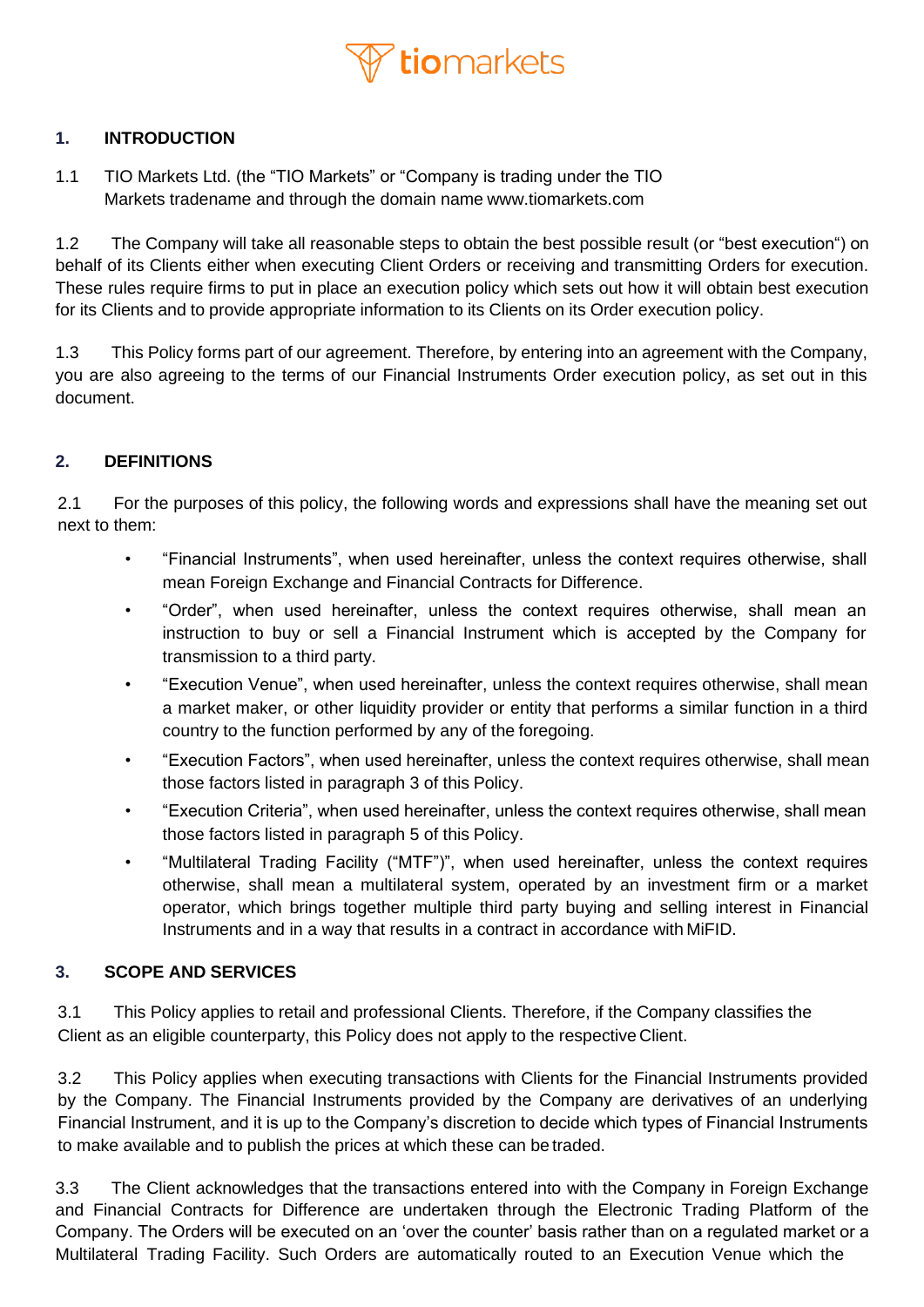## 1. INTRODUCTION

1.1 TIO Markets Ltd. (the "TIO Markets" or "Company is trading under the TIO Markets tradename and through the domain name www.tiomarkets.com

1.2 The Company will take all reasonable steps to obtain the best possible result (or "best execution") on behalf of its Clients either when executing Client Orders or receiving and transmitting Orders for execution. These rules require firms to put in place an execution policy which sets out how it will obtain best execution for its Clients and to provide appropriate information to its Clients on its Order execution policy.

1.3 This Policy forms part of our agreement. Therefore, by entering into an agreement with the Company, you are also agreeing to the terms of our Financial Instruments Order execution policy, as set out in this document.

## 2. DEFINITIONS

2.1 For the purposes of this policy, the following words and expressions shall have the meaning set out next to them:

- "Financial Instruments", when used hereinafter, unless the context requires otherwise, shall mean Foreign Exchange and Financial Contracts for Difference.
- "Order", when used hereinafter, unless the context requires otherwise, shall mean an instruction to buy or sell a Financial Instrument which is accepted by the Company for transmission to a third party.
- "Execution Venue", when used hereinafter, unless the context requires otherwise, shall mean a market maker, or other liquidity provider or entity that performs a similar function in a third country to the function performed by any of the foregoing.
- "Execution Factors", when used hereinafter, unless the context requires otherwise, shall mean those factors listed in paragraph 3 of this Policy.
- "Execution Criteria", when used hereinafter, unless the context requires otherwise, shall mean those factors listed in paragraph 5 of this Policy.
- "Multilateral Trading Facility ("MTF")", when used hereinafter, unless the context requires otherwise, shall mean a multilateral system, operated by an investment firm or a market operator, which brings together multiple third party buying and selling interest in Financial Instruments and in a way that results in a contract in accordance with MiFID.

## 3. SCOPE AND SERVICES

3.1 This Policy applies to retail and professional Clients. Therefore, if the Company classifies the Client as an eligible counterparty, this Policy does not apply to the respective Client.

3.2 This Policy applies when executing transactions with Clients for the Financial Instruments provided by the Company. The Financial Instruments provided by the Company are derivatives of an underlying Financial Instrument, and it is up to the Company's discretion to decide which types of Financial Instruments to make available and to publish the prices at which these can be traded.

3.3 The Client acknowledges that the transactions entered into with the Company in Foreign Exchange and Financial Contracts for Difference are undertaken through the Electronic Trading Platform of the Company. The Orders will be executed on an 'over the counter' basis rather than on a regulated market or a Multilateral Trading Facility. Such Orders are automatically routed to an Execution Venue which the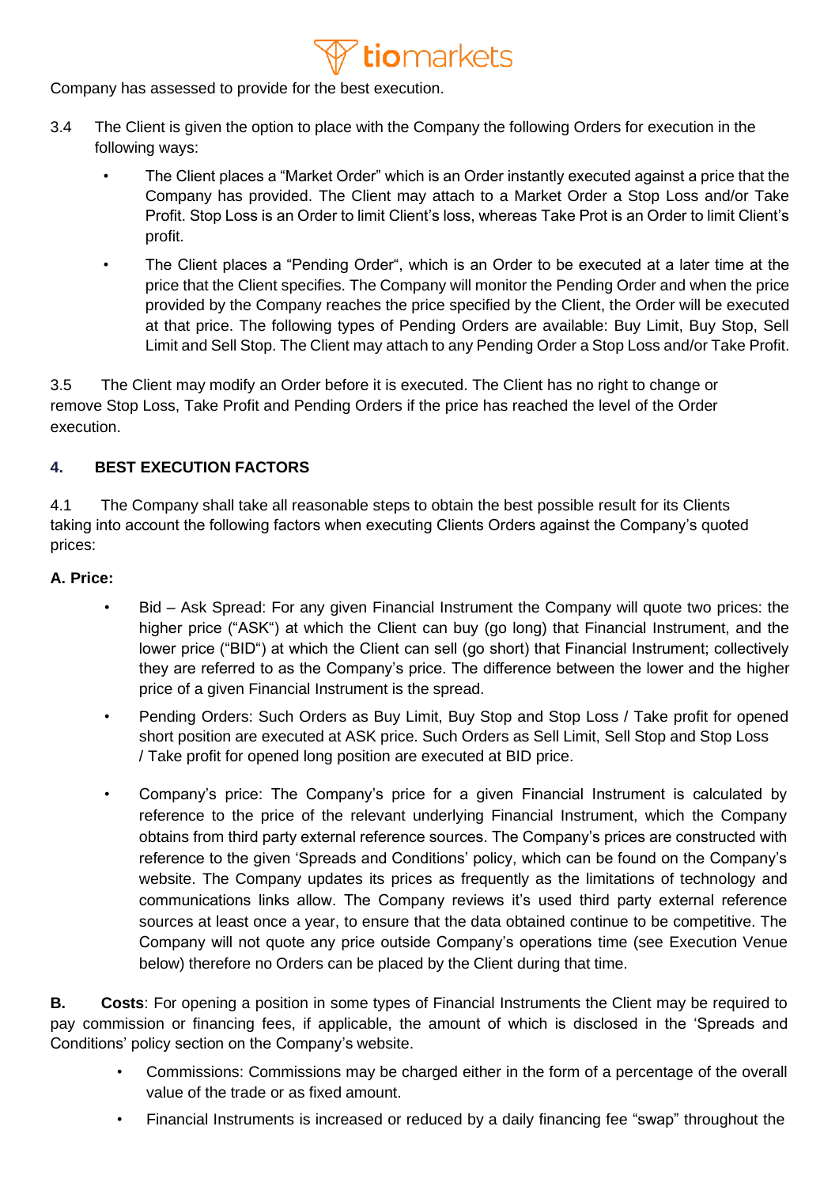Company has assessed to provide for the best execution.

3.4 The Client is given the option to place with the Company the following Orders for execution in the following ways:

- The Client places a "Market Order" which is an Order instantly executed against a price that the Company has provided. The Client may attach to a Market Order a Stop Loss and/or Take Profit. Stop Loss is an Order to limit Client's loss, whereas Take Prot is an Order to limit Client's profit.
- The Client places a "Pending Order", which is an Order to be executed at a later time at the price that the Client specifies. The Company will monitor the Pending Order and when the price provided by the Company reaches the price specified by the Client, the Order will be executed at that price. The following types of Pending Orders are available: Buy Limit, Buy Stop, Sell Limit and Sell Stop. The Client may attach to any Pending Order a Stop Loss and/or Take Profit.

3.5 The Client may modify an Order before it is executed. The Client has no right to change or remove Stop Loss, Take Profit and Pending Orders if the price has reached the level of the Order execution.

## 4. BEST EXECUTION FACTORS

4.1 The Company shall take all reasonable steps to obtain the best possible result for its Clients taking into account the following factors when executing Clients Orders against the Company's quoted prices:

**A. Price:**

- Bid – Ask Spread: For any given Financial Instrument the Company will quote two prices: the higher price ("ASK") at which the Client can buy (go long) that Financial Instrument, and the lower price ("BID") at which the Client can sell (go short) that Financial Instrument; collectively they are referred to as the Company's price. The difference between the lower and the higher price of a given Financial Instrument is the spread.
- Pending Orders: Such Orders as Buy Limit, Buy Stop and Stop Loss / Take profit for opened short position are executed at ASK price. Such Orders as Sell Limit, Sell Stop and Stop Loss / Take profit for opened long position are executed at BID price.
- Company's price: The Company's price for a given Financial Instrument is calculated by reference to the price of the relevant underlying Financial Instrument, which the Company obtains from third party external reference sources. The Company's prices are constructed with reference to the given 'Spreads and Conditions' policy, which can be found on the Company's website. The Company updates its prices as frequently as the limitations of technology and communications links allow. The Company reviews it's used third party external reference sources at least once a year, to ensure that the data obtained continue to be competitive. The Company will not quote any price outside Company's operations time (see Execution Venue below) therefore no Orders can be placed by the Client during that time.

**B. Costs**: For opening a position in some types of Financial Instruments the Client may be required to pay commission or financing fees, if applicable, the amount of which is disclosed in the 'Spreads and Conditions' policy section on the Company's website.

- Commissions: Commissions may be charged either in the form of a percentage of the overall value of the trade or as fixed amount.
- Financial Instruments is increased or reduced by a daily financing fee "swap" throughout the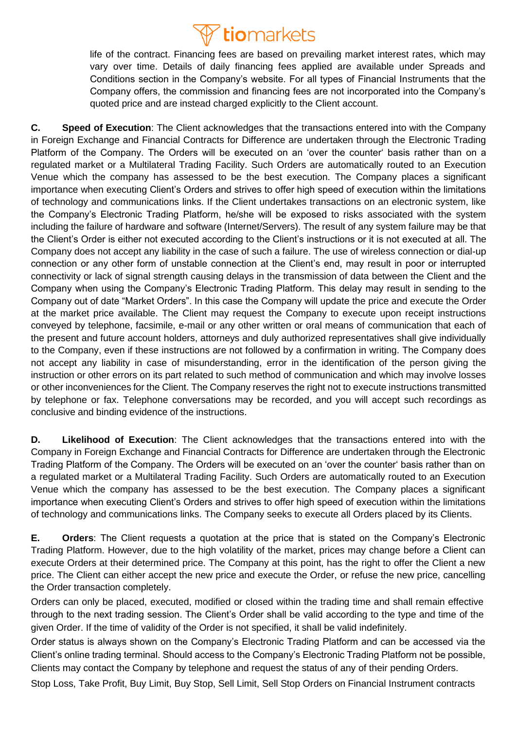life of the contract. Financing fees are based on prevailing market interest rates, which may vary over time. Details of daily financing fees applied are available under Spreads and Conditions section in the Company's website. For all types of Financial Instruments that the Company offers, the commission and financing fees are not incorporated into the Company's quoted price and are instead charged explicitly to the Client account.

**C. Speed of Execution**: The Client acknowledges that the transactions entered into with the Company in Foreign Exchange and Financial Contracts for Difference are undertaken through the Electronic Trading Platform of the Company. The Orders will be executed on an 'over the counter' basis rather than on a regulated market or a Multilateral Trading Facility. Such Orders are automatically routed to an Execution Venue which the company has assessed to be the best execution. The Company places a significant importance when executing Client's Orders and strives to offer high speed of execution within the limitations of technology and communications links. If the Client undertakes transactions on an electronic system, like the Company's Electronic Trading Platform, he/she will be exposed to risks associated with the system including the failure of hardware and software (Internet/Servers). The result of any system failure may be that the Client's Order is either not executed according to the Client's instructions or it is not executed at all. The Company does not accept any liability in the case of such a failure. The use of wireless connection or dial-up connection or any other form of unstable connection at the Client's end, may result in poor or interrupted connectivity or lack of signal strength causing delays in the transmission of data between the Client and the Company when using the Company's Electronic Trading Platform. This delay may result in sending to the Company out of date "Market Orders". In this case the Company will update the price and execute the Order at the market price available. The Client may request the Company to execute upon receipt instructions conveyed by telephone, facsimile, e-mail or any other written or oral means of communication that each of the present and future account holders, attorneys and duly authorized representatives shall give individually to the Company, even if these instructions are not followed by a confirmation in writing. The Company does not accept any liability in case of misunderstanding, error in the identification of the person giving the instruction or other errors on its part related to such method of communication and which may involve losses or other inconveniences for the Client. The Company reserves the right not to execute instructions transmitted by telephone or fax. Telephone conversations may be recorded, and you will accept such recordings as conclusive and binding evidence of the instructions.

**D. Likelihood of Execution**: The Client acknowledges that the transactions entered into with the Company in Foreign Exchange and Financial Contracts for Difference are undertaken through the Electronic Trading Platform of the Company. The Orders will be executed on an 'over the counter' basis rather than on a regulated market or a Multilateral Trading Facility. Such Orders are automatically routed to an Execution Venue which the company has assessed to be the best execution. The Company places a significant importance when executing Client's Orders and strives to offer high speed of execution within the limitations of technology and communications links. The Company seeks to execute all Orders placed by its Clients.

**E. Orders**: The Client requests a quotation at the price that is stated on the Company's Electronic Trading Platform. However, due to the high volatility of the market, prices may change before a Client can execute Orders at their determined price. The Company at this point, has the right to offer the Client a new price. The Client can either accept the new price and execute the Order, or refuse the new price, cancelling the Order transaction completely.

Orders can only be placed, executed, modified or closed within the trading time and shall remain effective through to the next trading session. The Client's Order shall be valid according to the type and time of the given Order. If the time of validity of the Order is not specified, it shall be valid indefinitely.

Order status is always shown on the Company's Electronic Trading Platform and can be accessed via the Client's online trading terminal. Should access to the Company's Electronic Trading Platform not be possible, Clients may contact the Company by telephone and request the status of any of their pending Orders.

Stop Loss, Take Profit, Buy Limit, Buy Stop, Sell Limit, Sell Stop Orders on Financial Instrument contracts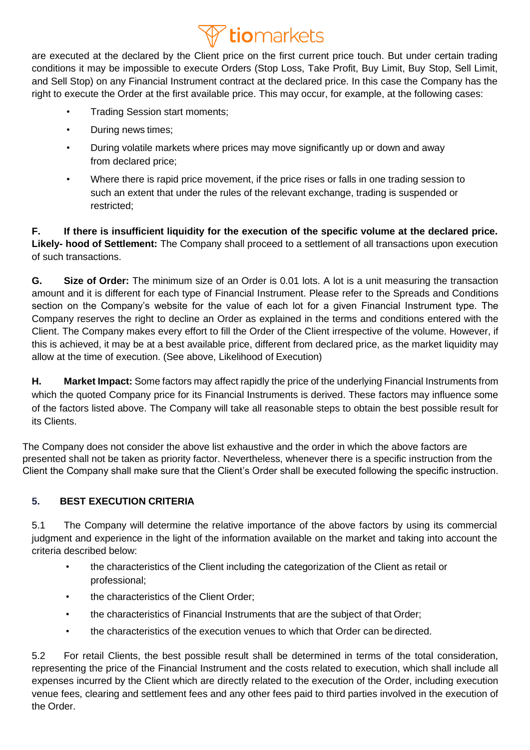are executed at the declared by the Client price on the first current price touch. But under certain trading conditions it may be impossible to execute Orders (Stop Loss, Take Profit, Buy Limit, Buy Stop, Sell Limit, and Sell Stop) on any Financial Instrument contract at the declared price. In this case the Company has the right to execute the Order at the first available price. This may occur, for example, at the following cases:

- Trading Session start moments;
- During news times;
- During volatile markets where prices may move significantly up or down and away from declared price;
- Where there is rapid price movement, if the price rises or falls in one trading session to such an extent that under the rules of the relevant exchange, trading is suspended or restricted;

**F. If there is insufficient liquidity for the execution of the specific volume at the declared price. Likely- hood of Settlement:** The Company shall proceed to a settlement of all transactions upon execution of such transactions.

**G. Size of Order:** The minimum size of an Order is 0.01 lots. A lot is a unit measuring the transaction amount and it is different for each type of Financial Instrument. Please refer to the Spreads and Conditions section on the Company's website for the value of each lot for a given Financial Instrument type. The Company reserves the right to decline an Order as explained in the terms and conditions entered with the Client. The Company makes every effort to fill the Order of the Client irrespective of the volume. However, if this is achieved, it may be at a best available price, different from declared price, as the market liquidity may allow at the time of execution. (See above, Likelihood of Execution)

**H. Market Impact:** Some factors may affect rapidly the price of the underlying Financial Instruments from which the quoted Company price for its Financial Instruments is derived. These factors may influence some of the factors listed above. The Company will take all reasonable steps to obtain the best possible result for its Clients.

The Company does not consider the above list exhaustive and the order in which the above factors are presented shall not be taken as priority factor. Nevertheless, whenever there is a specific instruction from the Client the Company shall make sure that the Client's Order shall be executed following the specific instruction.

## 5. BEST EXECUTION CRITERIA

5.1 The Company will determine the relative importance of the above factors by using its commercial judgment and experience in the light of the information available on the market and taking into account the criteria described below:

- the characteristics of the Client including the categorization of the Client as retail or professional;
- the characteristics of the Client Order;
- the characteristics of Financial Instruments that are the subject of that Order;
- the characteristics of the execution venues to which that Order can be directed.

5.2 For retail Clients, the best possible result shall be determined in terms of the total consideration, representing the price of the Financial Instrument and the costs related to execution, which shall include all expenses incurred by the Client which are directly related to the execution of the Order, including execution venue fees, clearing and settlement fees and any other fees paid to third parties involved in the execution of the Order.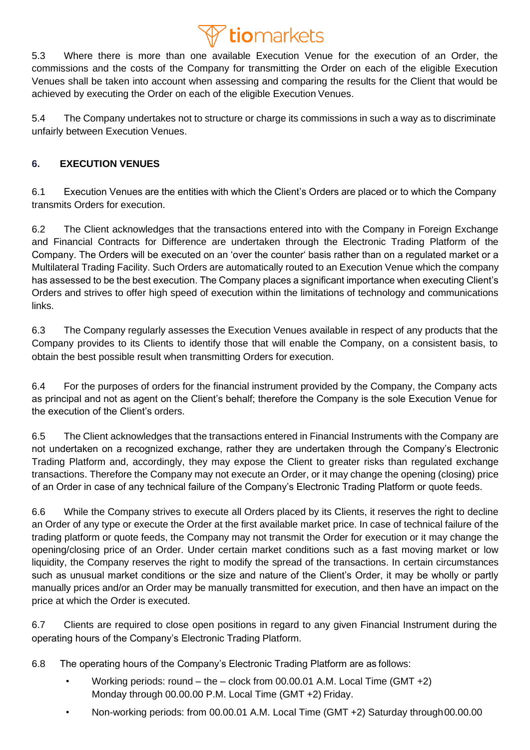5.3 Where there is more than one available Execution Venue for the execution of an Order, the commissions and the costs of the Company for transmitting the Order on each of the eligible Execution Venues shall be taken into account when assessing and comparing the results for the Client that would be achieved by executing the Order on each of the eligible Execution Venues.

5.4 The Company undertakes not to structure or charge its commissions in such a way as to discriminate unfairly between Execution Venues.

## 6. EXECUTION VENUES

6.1 Execution Venues are the entities with which the Client's Orders are placed or to which the Company transmits Orders for execution.

6.2 The Client acknowledges that the transactions entered into with the Company in Foreign Exchange and Financial Contracts for Difference are undertaken through the Electronic Trading Platform of the Company. The Orders will be executed on an 'over the counter' basis rather than on a regulated market or a Multilateral Trading Facility. Such Orders are automatically routed to an Execution Venue which the company has assessed to be the best execution. The Company places a significant importance when executing Client's Orders and strives to offer high speed of execution within the limitations of technology and communications links.

6.3 The Company regularly assesses the Execution Venues available in respect of any products that the Company provides to its Clients to identify those that will enable the Company, on a consistent basis, to obtain the best possible result when transmitting Orders for execution.

6.4 For the purposes of orders for the financial instrument provided by the Company, the Company acts as principal and not as agent on the Client's behalf; therefore the Company is the sole Execution Venue for the execution of the Client's orders.

6.5 The Client acknowledges that the transactions entered in Financial Instruments with the Company are not undertaken on a recognized exchange, rather they are undertaken through the Company's Electronic Trading Platform and, accordingly, they may expose the Client to greater risks than regulated exchange transactions. Therefore the Company may not execute an Order, or it may change the opening (closing) price of an Order in case of any technical failure of the Company's Electronic Trading Platform or quote feeds.

6.6 While the Company strives to execute all Orders placed by its Clients, it reserves the right to decline an Order of any type or execute the Order at the first available market price. In case of technical failure of the trading platform or quote feeds, the Company may not transmit the Order for execution or it may change the opening/closing price of an Order. Under certain market conditions such as a fast moving market or low liquidity, the Company reserves the right to modify the spread of the transactions. In certain circumstances such as unusual market conditions or the size and nature of the Client's Order, it may be wholly or partly manually prices and/or an Order may be manually transmitted for execution, and then have an impact on the price at which the Order is executed.

6.7 Clients are required to close open positions in regard to any given Financial Instrument during the operating hours of the Company's Electronic Trading Platform.

6.8 The operating hours of the Company's Electronic Trading Platform are as follows:

- Working periods: round – the – clock from 00.00.01 A.M. Local Time (GMT +2) Monday through 00.00.00 P.M. Local Time (GMT +2) Friday.
- Non-working periods: from 00.00.01 A.M. Local Time (GMT +2) Saturday through 00.00.00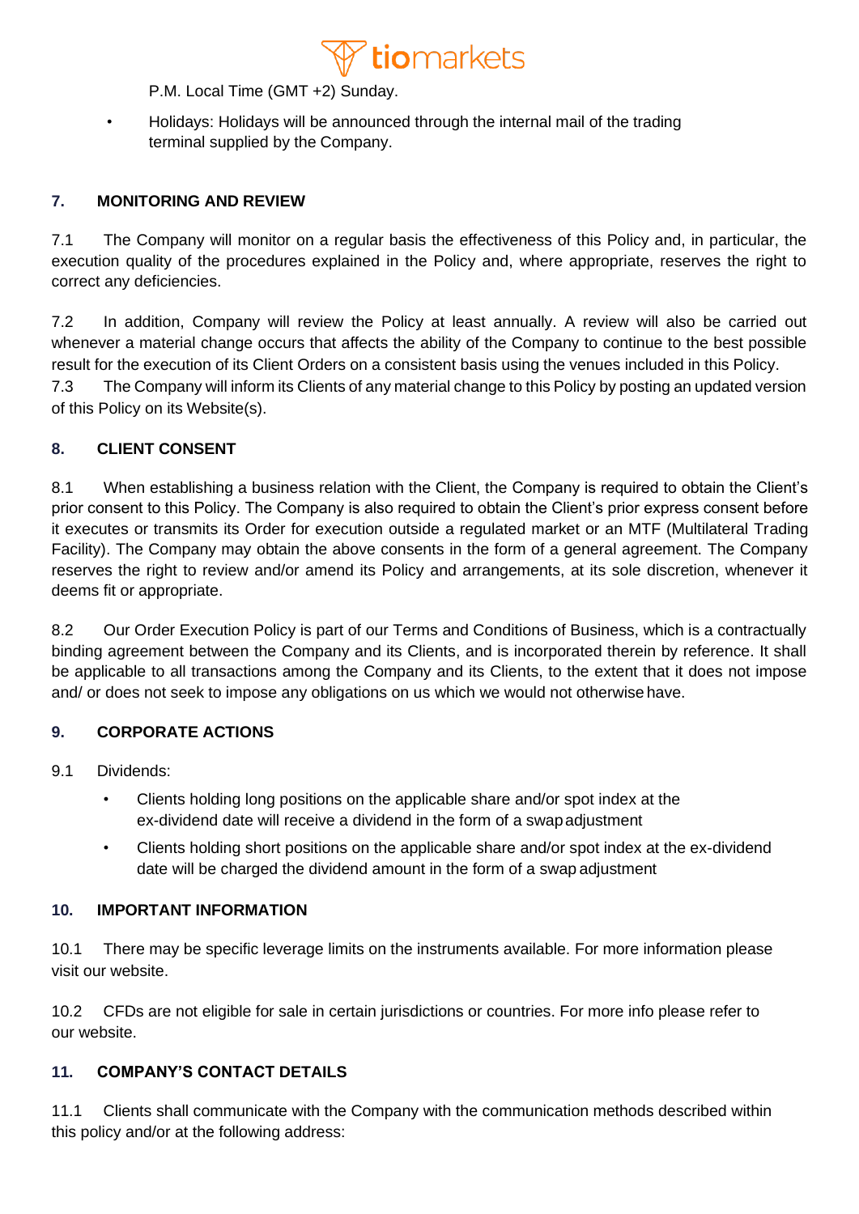P.M. Local Time (GMT +2) Sunday.

- Holidays: Holidays will be announced through the internal mail of the trading terminal supplied by the Company.

## 7. MONITORING AND REVIEW

7.1 The Company will monitor on a regular basis the effectiveness of this Policy and, in particular, the execution quality of the procedures explained in the Policy and, where appropriate, reserves the right to correct any deficiencies.

7.2 In addition, Company will review the Policy at least annually. A review will also be carried out whenever a material change occurs that affects the ability of the Company to continue to the best possible result for the execution of its Client Orders on a consistent basis using the venues included in this Policy.

7.3 The Company will inform its Clients of any material change to this Policy by posting an updated version of this Policy on its Website(s).

## 8. CLIENT CONSENT

8.1 When establishing a business relation with the Client, the Company is required to obtain the Client's prior consent to this Policy. The Company is also required to obtain the Client's prior express consent before it executes or transmits its Order for execution outside a regulated market or an MTF (Multilateral Trading Facility). The Company may obtain the above consents in the form of a general agreement. The Company reserves the right to review and/or amend its Policy and arrangements, at its sole discretion, whenever it deems fit or appropriate.

8.2 Our Order Execution Policy is part of our Terms and Conditions of Business, which is a contractually binding agreement between the Company and its Clients, and is incorporated therein by reference. It shall be applicable to all transactions among the Company and its Clients, to the extent that it does not impose and/ or does not seek to impose any obligations on us which we would not otherwise have.

## 9. CORPORATE ACTIONS

9.1 Dividends:

- Clients holding long positions on the applicable share and/or spot index at the ex-dividend date will receive a dividend in the form of a swap adjustment
- Clients holding short positions on the applicable share and/or spot index at the ex-dividend date will be charged the dividend amount in the form of a swap adjustment

## 10. IMPORTANT INFORMATION

10.1 There may be specific leverage limits on the instruments available. For more information please visit our website.

10.2 CFDs are not eligible for sale in certain jurisdictions or countries. For more info please refer to our website.

## 11. COMPANY'S CONTACT DETAILS

11.1 Clients shall communicate with the Company with the communication methods described within this policy and/or at the following address: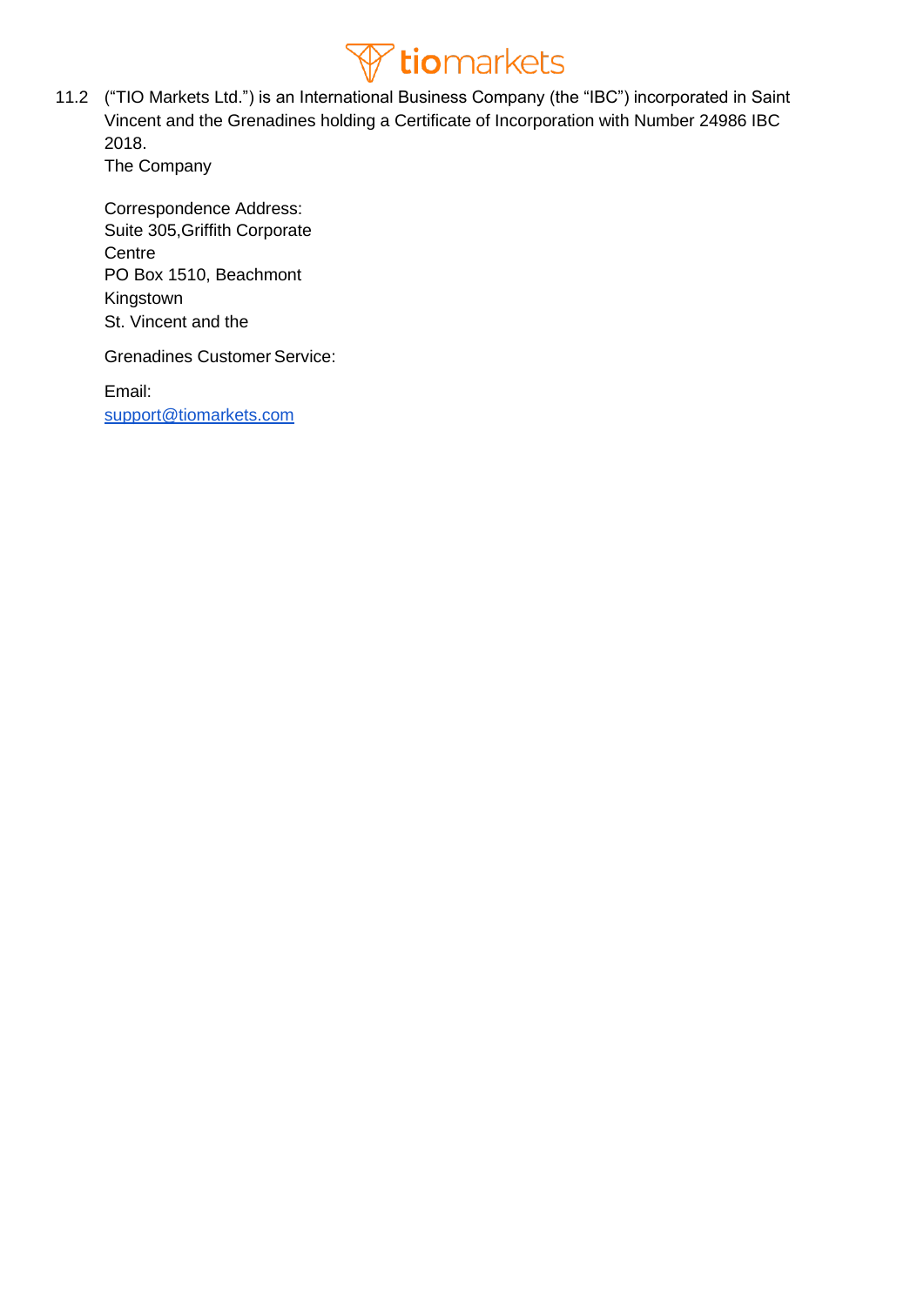11.2 ("TIO Markets Ltd.") is an International Business Company (the "IBC") incorporated in Saint Vincent and the Grenadines holding a Certificate of Incorporation with Number 24986 IBC 2018.
The Company

Correspondence Address:
Suite 305,Griffith Corporate
Centre
PO Box 1510, Beachmont
Kingstown
St. Vincent and the

Grenadines Customer Service:

Email:
support@tiomarkets.com